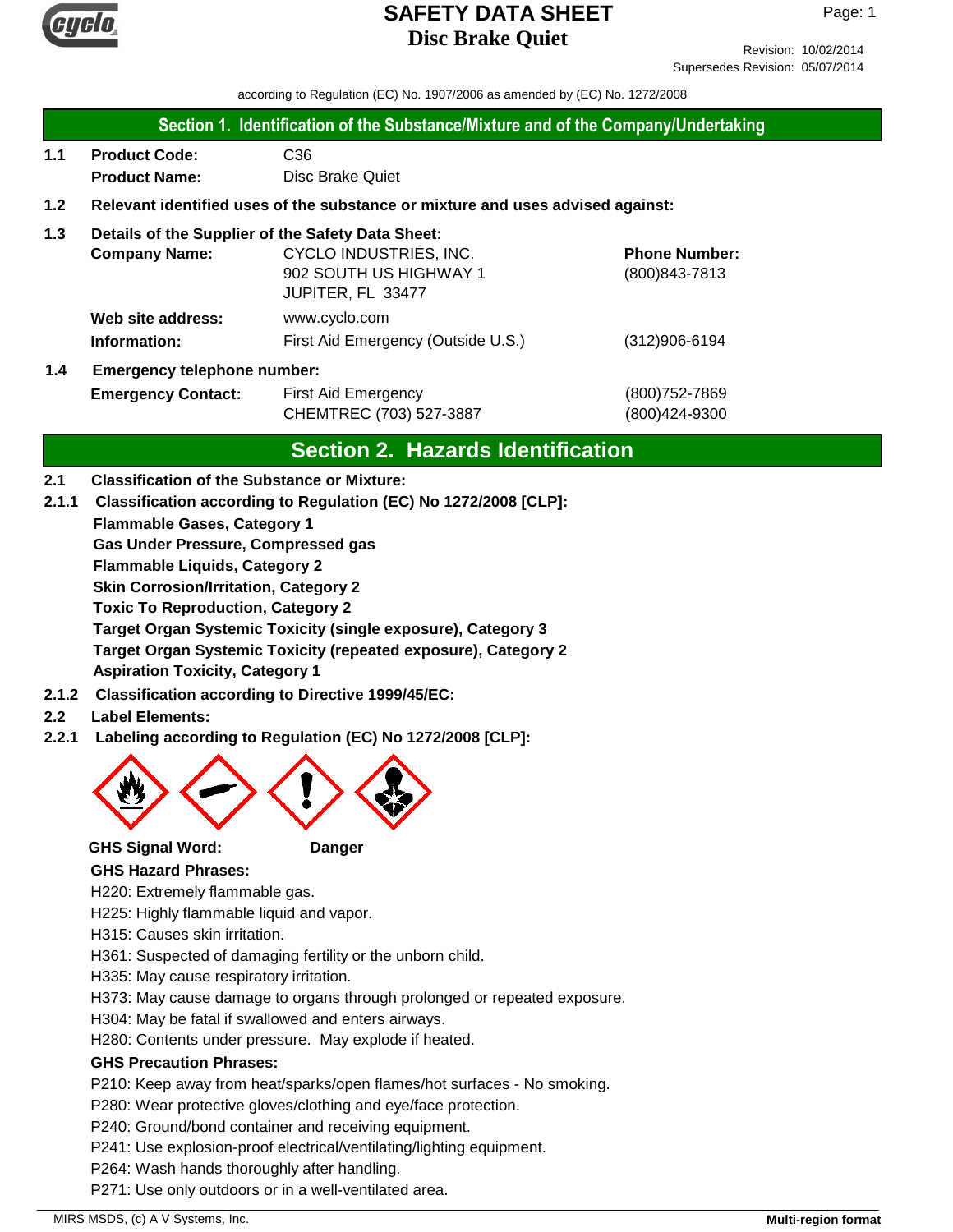# SAFETY DATA SHEET
## Disc Brake Quiet

Revision: 10/02/2014
Supersedes Revision: 05/07/2014

according to Regulation (EC) No. 1907/2006 as amended by (EC) No. 1272/2008

## Section 1. Identification of the Substance/Mixture and of the Company/Undertaking

**1.1 Product Code:** C36

**Product Name:** Disc Brake Quiet

**1.2 Relevant identified uses of the substance or mixture and uses advised against:**

**1.3 Details of the Supplier of the Safety Data Sheet:**

| | | |
|---|---|---|
| **Company Name:** | CYCLO INDUSTRIES, INC.<br>902 SOUTH US HIGHWAY 1<br>JUPITER, FL 33477 | **Phone Number:**<br>(800)843-7813 |
| **Web site address:** | www.cyclo.com | |
| **Information:** | First Aid Emergency (Outside U.S.) | (312)906-6194 |

**1.4 Emergency telephone number:**

| | | |
|---|---|---|
| **Emergency Contact:** | First Aid Emergency | (800)752-7869 |
| | CHEMTREC (703) 527-3887 | (800)424-9300 |

## Section 2. Hazards Identification

**2.1 Classification of the Substance or Mixture:**

**2.1.1 Classification according to Regulation (EC) No 1272/2008 [CLP]:**

**Flammable Gases, Category 1**
**Gas Under Pressure, Compressed gas**
**Flammable Liquids, Category 2**
**Skin Corrosion/Irritation, Category 2**
**Toxic To Reproduction, Category 2**
**Target Organ Systemic Toxicity (single exposure), Category 3**
**Target Organ Systemic Toxicity (repeated exposure), Category 2**
**Aspiration Toxicity, Category 1**

**2.1.2 Classification according to Directive 1999/45/EC:**

**2.2 Label Elements:**

**2.2.1 Labeling according to Regulation (EC) No 1272/2008 [CLP]:**

**GHS Signal Word:** **Danger**

**GHS Hazard Phrases:**

H220: Extremely flammable gas.
H225: Highly flammable liquid and vapor.
H315: Causes skin irritation.
H361: Suspected of damaging fertility or the unborn child.
H335: May cause respiratory irritation.
H373: May cause damage to organs through prolonged or repeated exposure.
H304: May be fatal if swallowed and enters airways.
H280: Contents under pressure. May explode if heated.

**GHS Precaution Phrases:**

P210: Keep away from heat/sparks/open flames/hot surfaces - No smoking.
P280: Wear protective gloves/clothing and eye/face protection.
P240: Ground/bond container and receiving equipment.
P241: Use explosion-proof electrical/ventilating/lighting equipment.
P264: Wash hands thoroughly after handling.
P271: Use only outdoors or in a well-ventilated area.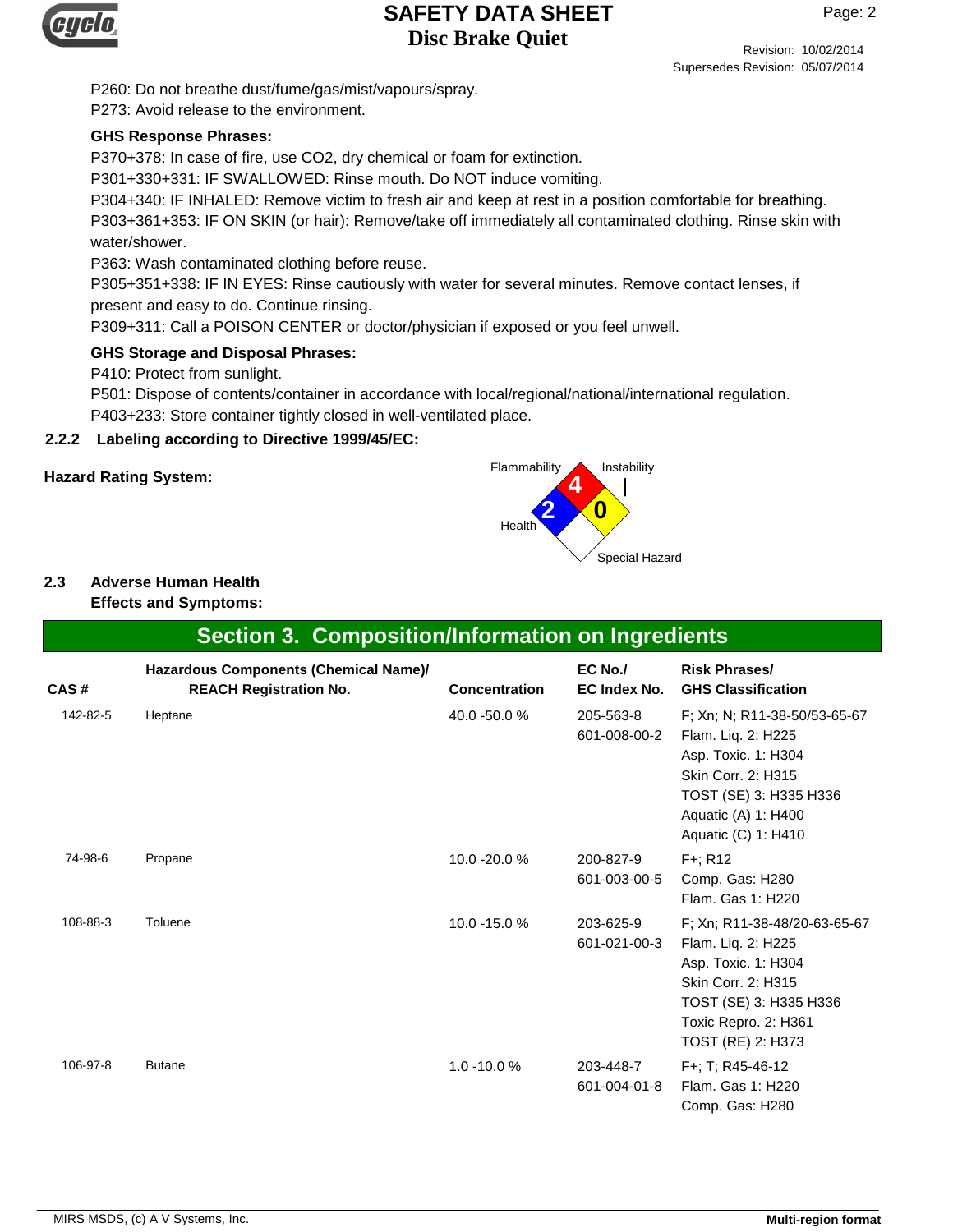P260: Do not breathe dust/fume/gas/mist/vapours/spray.
P273: Avoid release to the environment.

**GHS Response Phrases:**

P370+378: In case of fire, use CO2, dry chemical or foam for extinction.
P301+330+331: IF SWALLOWED: Rinse mouth. Do NOT induce vomiting.
P304+340: IF INHALED: Remove victim to fresh air and keep at rest in a position comfortable for breathing.
P303+361+353: IF ON SKIN (or hair): Remove/take off immediately all contaminated clothing. Rinse skin with water/shower.
P363: Wash contaminated clothing before reuse.
P305+351+338: IF IN EYES: Rinse cautiously with water for several minutes. Remove contact lenses, if present and easy to do. Continue rinsing.
P309+311: Call a POISON CENTER or doctor/physician if exposed or you feel unwell.

**GHS Storage and Disposal Phrases:**

P410: Protect from sunlight.
P501: Dispose of contents/container in accordance with local/regional/national/international regulation.
P403+233: Store container tightly closed in well-ventilated place.

### 2.2.2 Labeling according to Directive 1999/45/EC:

**Hazard Rating System:**

Flammability: 4
Health: 2
Instability: 0
Special Hazard:

### 2.3 Adverse Human Health Effects and Symptoms:

## Section 3. Composition/Information on Ingredients

| CAS # | Hazardous Components (Chemical Name)/ REACH Registration No. | Concentration | EC No./ EC Index No. | Risk Phrases/ GHS Classification |
|---|---|---|---|---|
| 142-82-5 | Heptane | 40.0 -50.0 % | 205-563-8<br>601-008-00-2 | F; Xn; N; R11-38-50/53-65-67<br>Flam. Liq. 2: H225<br>Asp. Toxic. 1: H304<br>Skin Corr. 2: H315<br>TOST (SE) 3: H335 H336<br>Aquatic (A) 1: H400<br>Aquatic (C) 1: H410 |
| 74-98-6 | Propane | 10.0 -20.0 % | 200-827-9<br>601-003-00-5 | F+; R12<br>Comp. Gas: H280<br>Flam. Gas 1: H220 |
| 108-88-3 | Toluene | 10.0 -15.0 % | 203-625-9<br>601-021-00-3 | F; Xn; R11-38-48/20-63-65-67<br>Flam. Liq. 2: H225<br>Asp. Toxic. 1: H304<br>Skin Corr. 2: H315<br>TOST (SE) 3: H335 H336<br>Toxic Repro. 2: H361<br>TOST (RE) 2: H373 |
| 106-97-8 | Butane | 1.0 -10.0 % | 203-448-7<br>601-004-01-8 | F+; T; R45-46-12<br>Flam. Gas 1: H220<br>Comp. Gas: H280 |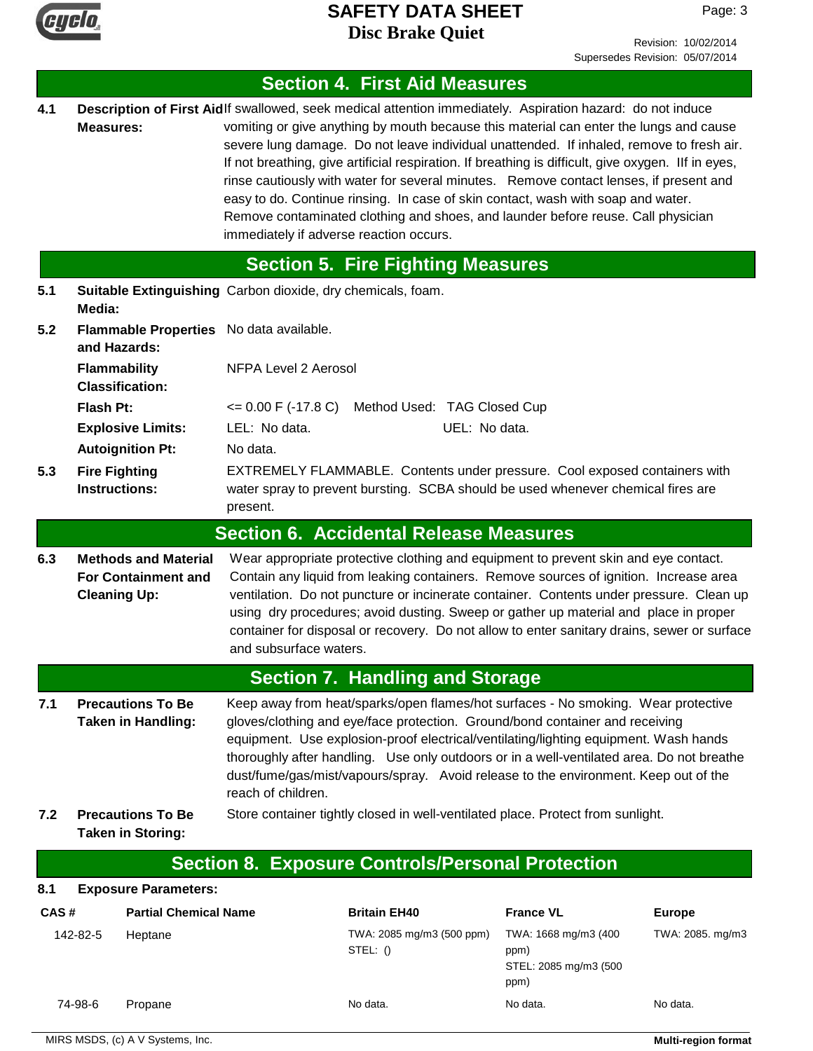## Section 4. First Aid Measures

**4.1 Description of First Aid Measures:** If swallowed, seek medical attention immediately. Aspiration hazard: do not induce vomiting or give anything by mouth because this material can enter the lungs and cause severe lung damage. Do not leave individual unattended. If inhaled, remove to fresh air. If not breathing, give artificial respiration. If breathing is difficult, give oxygen. IIf in eyes, rinse cautiously with water for several minutes. Remove contact lenses, if present and easy to do. Continue rinsing. In case of skin contact, wash with soap and water. Remove contaminated clothing and shoes, and launder before reuse. Call physician immediately if adverse reaction occurs.

## Section 5. Fire Fighting Measures

**5.1 Suitable Extinguishing Media:** Carbon dioxide, dry chemicals, foam.

**5.2 Flammable Properties and Hazards:** No data available.

**Flammability Classification:** NFPA Level 2 Aerosol

**Flash Pt:** <= 0.00 F (-17.8 C) Method Used: TAG Closed Cup

**Explosive Limits:** LEL: No data. UEL: No data.

**Autoignition Pt:** No data.

**5.3 Fire Fighting Instructions:** EXTREMELY FLAMMABLE. Contents under pressure. Cool exposed containers with water spray to prevent bursting. SCBA should be used whenever chemical fires are present.

## Section 6. Accidental Release Measures

**6.3 Methods and Material For Containment and Cleaning Up:** Wear appropriate protective clothing and equipment to prevent skin and eye contact. Contain any liquid from leaking containers. Remove sources of ignition. Increase area ventilation. Do not puncture or incinerate container. Contents under pressure. Clean up using dry procedures; avoid dusting. Sweep or gather up material and place in proper container for disposal or recovery. Do not allow to enter sanitary drains, sewer or surface and subsurface waters.

## Section 7. Handling and Storage

**7.1 Precautions To Be Taken in Handling:** Keep away from heat/sparks/open flames/hot surfaces - No smoking. Wear protective gloves/clothing and eye/face protection. Ground/bond container and receiving equipment. Use explosion-proof electrical/ventilating/lighting equipment. Wash hands thoroughly after handling. Use only outdoors or in a well-ventilated area. Do not breathe dust/fume/gas/mist/vapours/spray. Avoid release to the environment. Keep out of the reach of children.

**7.2 Precautions To Be Taken in Storing:** Store container tightly closed in well-ventilated place. Protect from sunlight.

## Section 8. Exposure Controls/Personal Protection

**8.1 Exposure Parameters:**

| CAS # | Partial Chemical Name | Britain EH40 | France VL | Europe |
|---|---|---|---|---|
| 142-82-5 | Heptane | TWA: 2085 mg/m3 (500 ppm) STEL: () | TWA: 1668 mg/m3 (400 ppm) STEL: 2085 mg/m3 (500 ppm) | TWA: 2085. mg/m3 |
| 74-98-6 | Propane | No data. | No data. | No data. |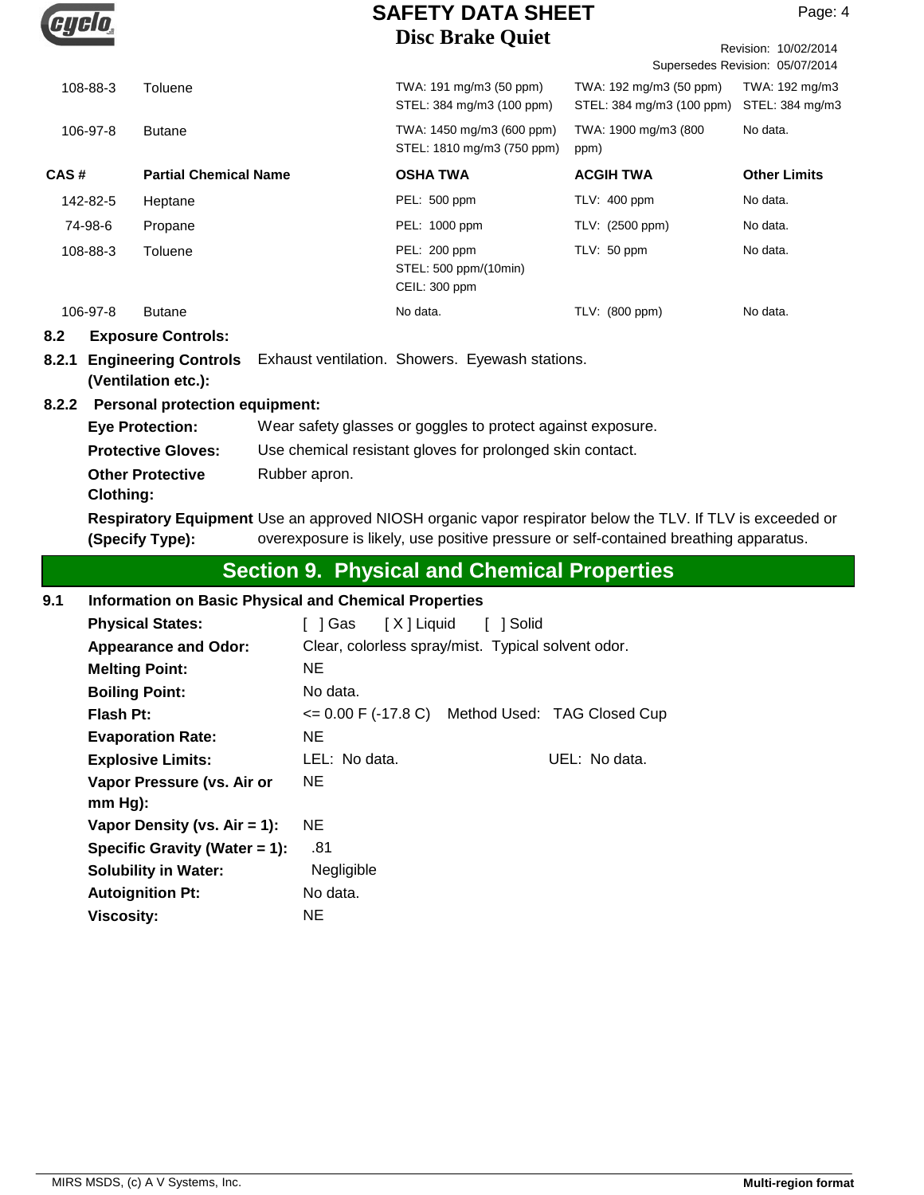| | | | | |
|---|---|---|---|---|
| 108-88-3 | Toluene | TWA: 191 mg/m3 (50 ppm) STEL: 384 mg/m3 (100 ppm) | TWA: 192 mg/m3 (50 ppm) STEL: 384 mg/m3 (100 ppm) | TWA: 192 mg/m3 STEL: 384 mg/m3 |
| 106-97-8 | Butane | TWA: 1450 mg/m3 (600 ppm) STEL: 1810 mg/m3 (750 ppm) | TWA: 1900 mg/m3 (800 ppm) | No data. |

| CAS # | Partial Chemical Name | OSHA TWA | ACGIH TWA | Other Limits |
|---|---|---|---|---|
| 142-82-5 | Heptane | PEL: 500 ppm | TLV: 400 ppm | No data. |
| 74-98-6 | Propane | PEL: 1000 ppm | TLV: (2500 ppm) | No data. |
| 108-88-3 | Toluene | PEL: 200 ppm STEL: 500 ppm/(10min) CEIL: 300 ppm | TLV: 50 ppm | No data. |
| 106-97-8 | Butane | No data. | TLV: (800 ppm) | No data. |

**8.2 Exposure Controls:**

**8.2.1 Engineering Controls (Ventilation etc.):** Exhaust ventilation. Showers. Eyewash stations.

**8.2.2 Personal protection equipment:**

**Eye Protection:** Wear safety glasses or goggles to protect against exposure.

**Protective Gloves:** Use chemical resistant gloves for prolonged skin contact.

**Other Protective Clothing:** Rubber apron.

**Respiratory Equipment (Specify Type):** Use an approved NIOSH organic vapor respirator below the TLV. If TLV is exceeded or overexposure is likely, use positive pressure or self-contained breathing apparatus.

## Section 9. Physical and Chemical Properties

**9.1 Information on Basic Physical and Chemical Properties**

**Physical States:** [ ] Gas [ X ] Liquid [ ] Solid

**Appearance and Odor:** Clear, colorless spray/mist. Typical solvent odor.

**Melting Point:** NE

**Boiling Point:** No data.

**Flash Pt:** <= 0.00 F (-17.8 C) Method Used: TAG Closed Cup

**Evaporation Rate:** NE

**Explosive Limits:** LEL: No data. UEL: No data.

**Vapor Pressure (vs. Air or mm Hg):** NE

**Vapor Density (vs. Air = 1):** NE

**Specific Gravity (Water = 1):** .81

**Solubility in Water:** Negligible

**Autoignition Pt:** No data.

**Viscosity:** NE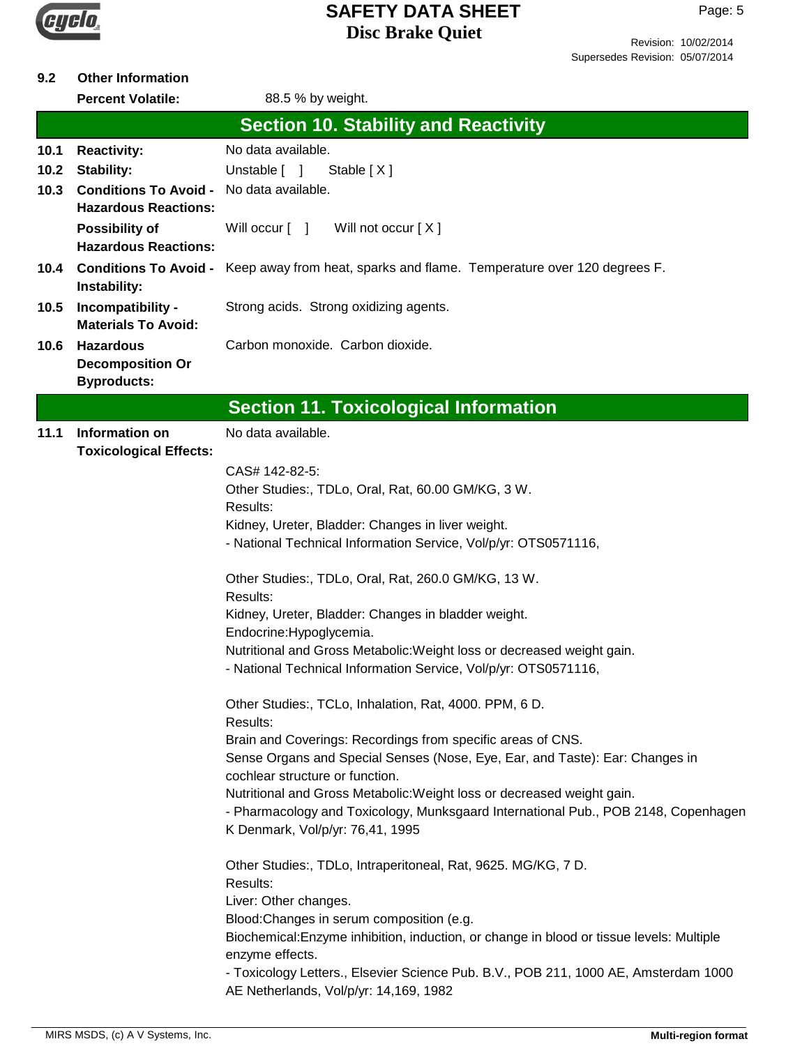**9.2 Other Information**

**Percent Volatile:** 88.5 % by weight.

## Section 10. Stability and Reactivity

| | | |
|---|---|---|
| **10.1** | **Reactivity:** | No data available. |
| **10.2** | **Stability:** | Unstable [ ] Stable [ X ] |
| **10.3** | **Conditions To Avoid - Hazardous Reactions:** | No data available. |
| | **Possibility of Hazardous Reactions:** | Will occur [ ] Will not occur [ X ] |
| **10.4** | **Conditions To Avoid - Instability:** | Keep away from heat, sparks and flame. Temperature over 120 degrees F. |
| **10.5** | **Incompatibility - Materials To Avoid:** | Strong acids. Strong oxidizing agents. |
| **10.6** | **Hazardous Decomposition Or Byproducts:** | Carbon monoxide. Carbon dioxide. |

## Section 11. Toxicological Information

**11.1 Information on Toxicological Effects:** No data available.

CAS# 142-82-5:
Other Studies:, TDLo, Oral, Rat, 60.00 GM/KG, 3 W.
Results:
Kidney, Ureter, Bladder: Changes in liver weight.
- National Technical Information Service, Vol/p/yr: OTS0571116,

Other Studies:, TDLo, Oral, Rat, 260.0 GM/KG, 13 W.
Results:
Kidney, Ureter, Bladder: Changes in bladder weight.
Endocrine:Hypoglycemia.
Nutritional and Gross Metabolic:Weight loss or decreased weight gain.
- National Technical Information Service, Vol/p/yr: OTS0571116,

Other Studies:, TCLo, Inhalation, Rat, 4000. PPM, 6 D.
Results:
Brain and Coverings: Recordings from specific areas of CNS.
Sense Organs and Special Senses (Nose, Eye, Ear, and Taste): Ear: Changes in cochlear structure or function.
Nutritional and Gross Metabolic:Weight loss or decreased weight gain.
- Pharmacology and Toxicology, Munksgaard International Pub., POB 2148, Copenhagen K Denmark, Vol/p/yr: 76,41, 1995

Other Studies:, TDLo, Intraperitoneal, Rat, 9625. MG/KG, 7 D.
Results:
Liver: Other changes.
Blood:Changes in serum composition (e.g.
Biochemical:Enzyme inhibition, induction, or change in blood or tissue levels: Multiple enzyme effects.
- Toxicology Letters., Elsevier Science Pub. B.V., POB 211, 1000 AE, Amsterdam 1000 AE Netherlands, Vol/p/yr: 14,169, 1982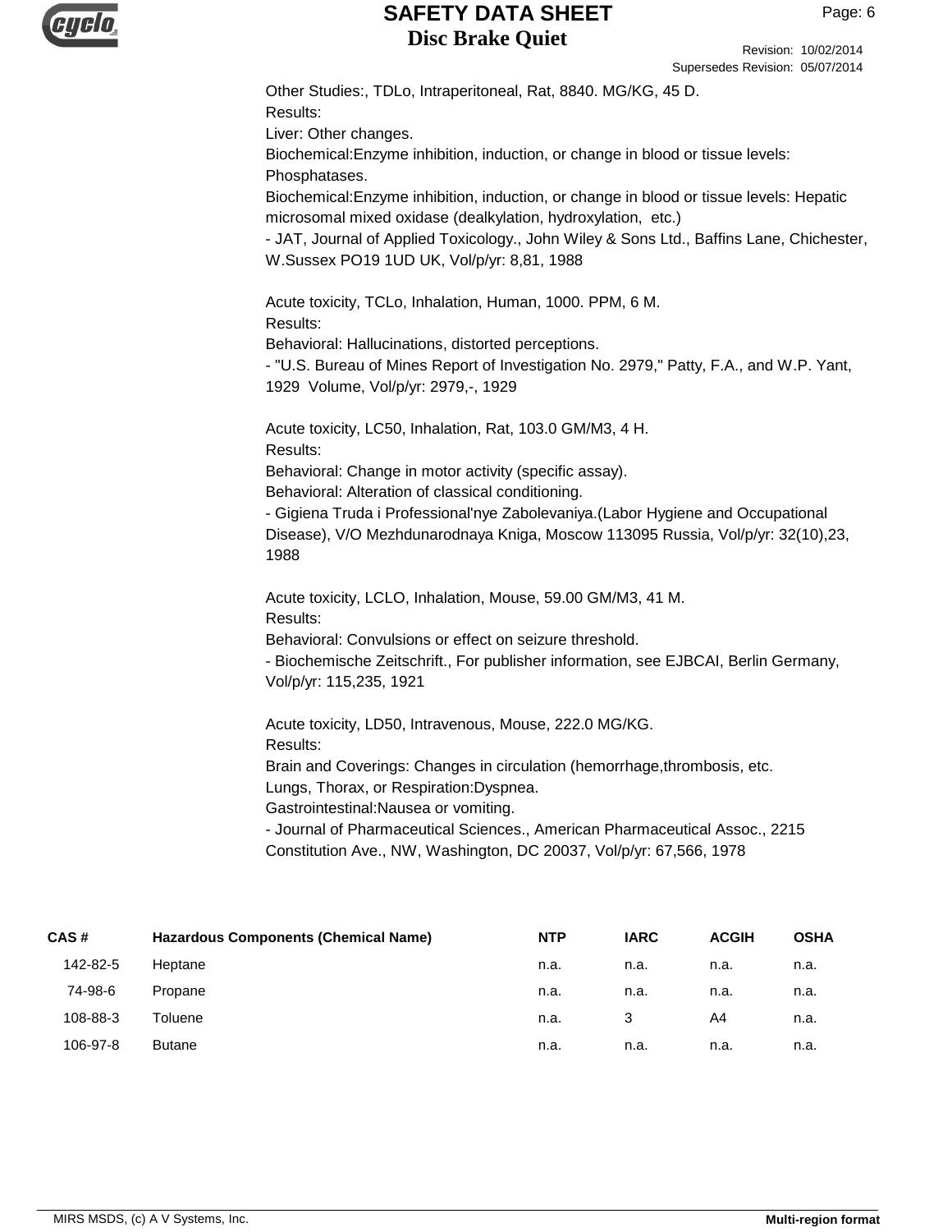Other Studies:, TDLo, Intraperitoneal, Rat, 8840. MG/KG, 45 D.
Results:
Liver: Other changes.
Biochemical:Enzyme inhibition, induction, or change in blood or tissue levels: Phosphatases.
Biochemical:Enzyme inhibition, induction, or change in blood or tissue levels: Hepatic microsomal mixed oxidase (dealkylation, hydroxylation, etc.)
- JAT, Journal of Applied Toxicology., John Wiley & Sons Ltd., Baffins Lane, Chichester, W.Sussex PO19 1UD UK, Vol/p/yr: 8,81, 1988

Acute toxicity, TCLo, Inhalation, Human, 1000. PPM, 6 M.
Results:
Behavioral: Hallucinations, distorted perceptions.
- "U.S. Bureau of Mines Report of Investigation No. 2979," Patty, F.A., and W.P. Yant, 1929 Volume, Vol/p/yr: 2979,-, 1929

Acute toxicity, LC50, Inhalation, Rat, 103.0 GM/M3, 4 H.
Results:
Behavioral: Change in motor activity (specific assay).
Behavioral: Alteration of classical conditioning.
- Gigiena Truda i Professional'nye Zabolevaniya.(Labor Hygiene and Occupational Disease), V/O Mezhdunarodnaya Kniga, Moscow 113095 Russia, Vol/p/yr: 32(10),23, 1988

Acute toxicity, LCLO, Inhalation, Mouse, 59.00 GM/M3, 41 M.
Results:
Behavioral: Convulsions or effect on seizure threshold.
- Biochemische Zeitschrift., For publisher information, see EJBCAI, Berlin Germany, Vol/p/yr: 115,235, 1921

Acute toxicity, LD50, Intravenous, Mouse, 222.0 MG/KG.
Results:
Brain and Coverings: Changes in circulation (hemorrhage,thrombosis, etc.
Lungs, Thorax, or Respiration:Dyspnea.
Gastrointestinal:Nausea or vomiting.
- Journal of Pharmaceutical Sciences., American Pharmaceutical Assoc., 2215 Constitution Ave., NW, Washington, DC 20037, Vol/p/yr: 67,566, 1978

| CAS # | Hazardous Components (Chemical Name) | NTP | IARC | ACGIH | OSHA |
|---|---|---|---|---|---|
| 142-82-5 | Heptane | n.a. | n.a. | n.a. | n.a. |
| 74-98-6 | Propane | n.a. | n.a. | n.a. | n.a. |
| 108-88-3 | Toluene | n.a. | 3 | A4 | n.a. |
| 106-97-8 | Butane | n.a. | n.a. | n.a. | n.a. |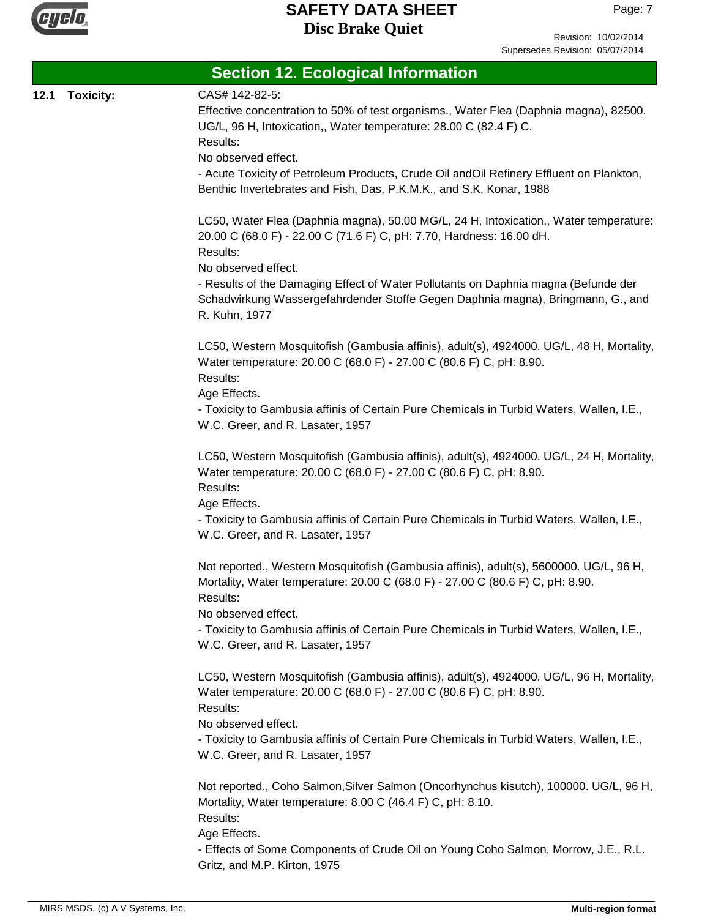## Section 12. Ecological Information

**12.1 Toxicity:**

CAS# 142-82-5:

Effective concentration to 50% of test organisms., Water Flea (Daphnia magna), 82500. UG/L, 96 H, Intoxication,, Water temperature: 28.00 C (82.4 F) C.
Results:
No observed effect.
- Acute Toxicity of Petroleum Products, Crude Oil andOil Refinery Effluent on Plankton, Benthic Invertebrates and Fish, Das, P.K.M.K., and S.K. Konar, 1988

LC50, Water Flea (Daphnia magna), 50.00 MG/L, 24 H, Intoxication,, Water temperature: 20.00 C (68.0 F) - 22.00 C (71.6 F) C, pH: 7.70, Hardness: 16.00 dH.
Results:
No observed effect.
- Results of the Damaging Effect of Water Pollutants on Daphnia magna (Befunde der Schadwirkung Wassergefahrdender Stoffe Gegen Daphnia magna), Bringmann, G., and R. Kuhn, 1977

LC50, Western Mosquitofish (Gambusia affinis), adult(s), 4924000. UG/L, 48 H, Mortality, Water temperature: 20.00 C (68.0 F) - 27.00 C (80.6 F) C, pH: 8.90.
Results:
Age Effects.
- Toxicity to Gambusia affinis of Certain Pure Chemicals in Turbid Waters, Wallen, I.E., W.C. Greer, and R. Lasater, 1957

LC50, Western Mosquitofish (Gambusia affinis), adult(s), 4924000. UG/L, 24 H, Mortality, Water temperature: 20.00 C (68.0 F) - 27.00 C (80.6 F) C, pH: 8.90.
Results:
Age Effects.
- Toxicity to Gambusia affinis of Certain Pure Chemicals in Turbid Waters, Wallen, I.E., W.C. Greer, and R. Lasater, 1957

Not reported., Western Mosquitofish (Gambusia affinis), adult(s), 5600000. UG/L, 96 H, Mortality, Water temperature: 20.00 C (68.0 F) - 27.00 C (80.6 F) C, pH: 8.90.
Results:
No observed effect.
- Toxicity to Gambusia affinis of Certain Pure Chemicals in Turbid Waters, Wallen, I.E., W.C. Greer, and R. Lasater, 1957

LC50, Western Mosquitofish (Gambusia affinis), adult(s), 4924000. UG/L, 96 H, Mortality, Water temperature: 20.00 C (68.0 F) - 27.00 C (80.6 F) C, pH: 8.90.
Results:
No observed effect.
- Toxicity to Gambusia affinis of Certain Pure Chemicals in Turbid Waters, Wallen, I.E., W.C. Greer, and R. Lasater, 1957

Not reported., Coho Salmon,Silver Salmon (Oncorhynchus kisutch), 100000. UG/L, 96 H, Mortality, Water temperature: 8.00 C (46.4 F) C, pH: 8.10.
Results:
Age Effects.
- Effects of Some Components of Crude Oil on Young Coho Salmon, Morrow, J.E., R.L. Gritz, and M.P. Kirton, 1975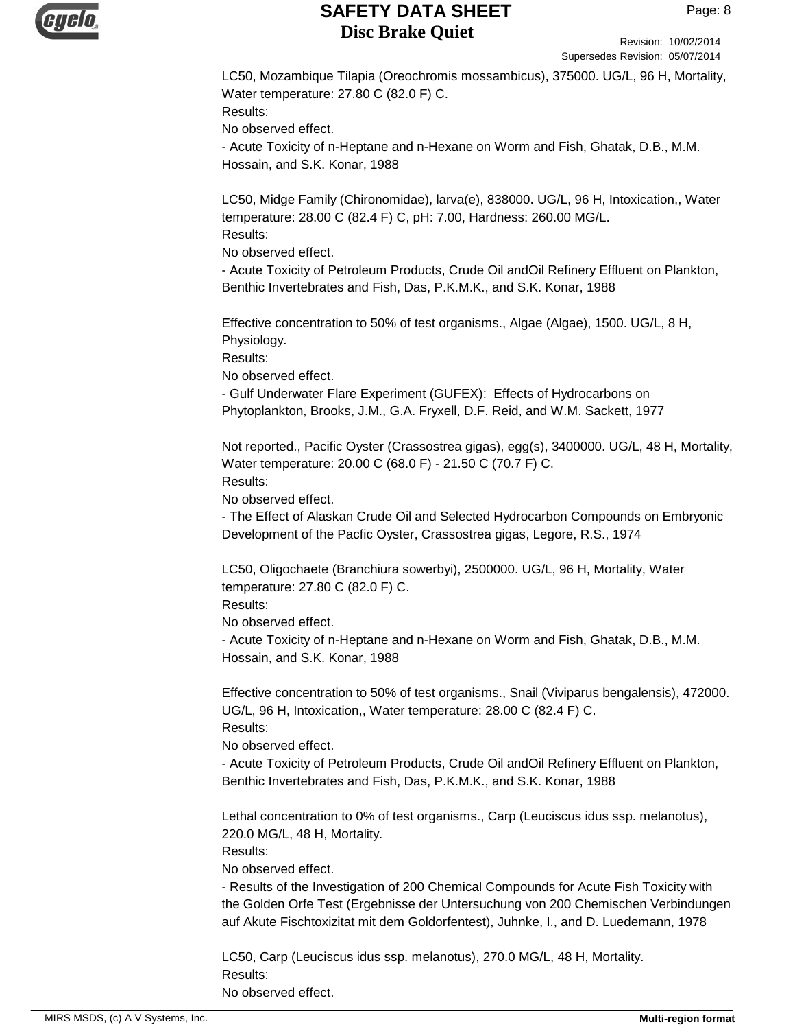LC50, Mozambique Tilapia (Oreochromis mossambicus), 375000. UG/L, 96 H, Mortality, Water temperature: 27.80 C (82.0 F) C.
Results:
No observed effect.
- Acute Toxicity of n-Heptane and n-Hexane on Worm and Fish, Ghatak, D.B., M.M. Hossain, and S.K. Konar, 1988

LC50, Midge Family (Chironomidae), larva(e), 838000. UG/L, 96 H, Intoxication,, Water temperature: 28.00 C (82.4 F) C, pH: 7.00, Hardness: 260.00 MG/L.
Results:
No observed effect.
- Acute Toxicity of Petroleum Products, Crude Oil andOil Refinery Effluent on Plankton, Benthic Invertebrates and Fish, Das, P.K.M.K., and S.K. Konar, 1988

Effective concentration to 50% of test organisms., Algae (Algae), 1500. UG/L, 8 H, Physiology.
Results:
No observed effect.
- Gulf Underwater Flare Experiment (GUFEX): Effects of Hydrocarbons on Phytoplankton, Brooks, J.M., G.A. Fryxell, D.F. Reid, and W.M. Sackett, 1977

Not reported., Pacific Oyster (Crassostrea gigas), egg(s), 3400000. UG/L, 48 H, Mortality, Water temperature: 20.00 C (68.0 F) - 21.50 C (70.7 F) C.
Results:
No observed effect.
- The Effect of Alaskan Crude Oil and Selected Hydrocarbon Compounds on Embryonic Development of the Pacfic Oyster, Crassostrea gigas, Legore, R.S., 1974

LC50, Oligochaete (Branchiura sowerbyi), 2500000. UG/L, 96 H, Mortality, Water temperature: 27.80 C (82.0 F) C.
Results:
No observed effect.
- Acute Toxicity of n-Heptane and n-Hexane on Worm and Fish, Ghatak, D.B., M.M. Hossain, and S.K. Konar, 1988

Effective concentration to 50% of test organisms., Snail (Viviparus bengalensis), 472000. UG/L, 96 H, Intoxication,, Water temperature: 28.00 C (82.4 F) C.
Results:
No observed effect.
- Acute Toxicity of Petroleum Products, Crude Oil andOil Refinery Effluent on Plankton, Benthic Invertebrates and Fish, Das, P.K.M.K., and S.K. Konar, 1988

Lethal concentration to 0% of test organisms., Carp (Leuciscus idus ssp. melanotus), 220.0 MG/L, 48 H, Mortality.
Results:
No observed effect.
- Results of the Investigation of 200 Chemical Compounds for Acute Fish Toxicity with the Golden Orfe Test (Ergebnisse der Untersuchung von 200 Chemischen Verbindungen auf Akute Fischtoxizitat mit dem Goldorfentest), Juhnke, I., and D. Luedemann, 1978

LC50, Carp (Leuciscus idus ssp. melanotus), 270.0 MG/L, 48 H, Mortality.
Results:
No observed effect.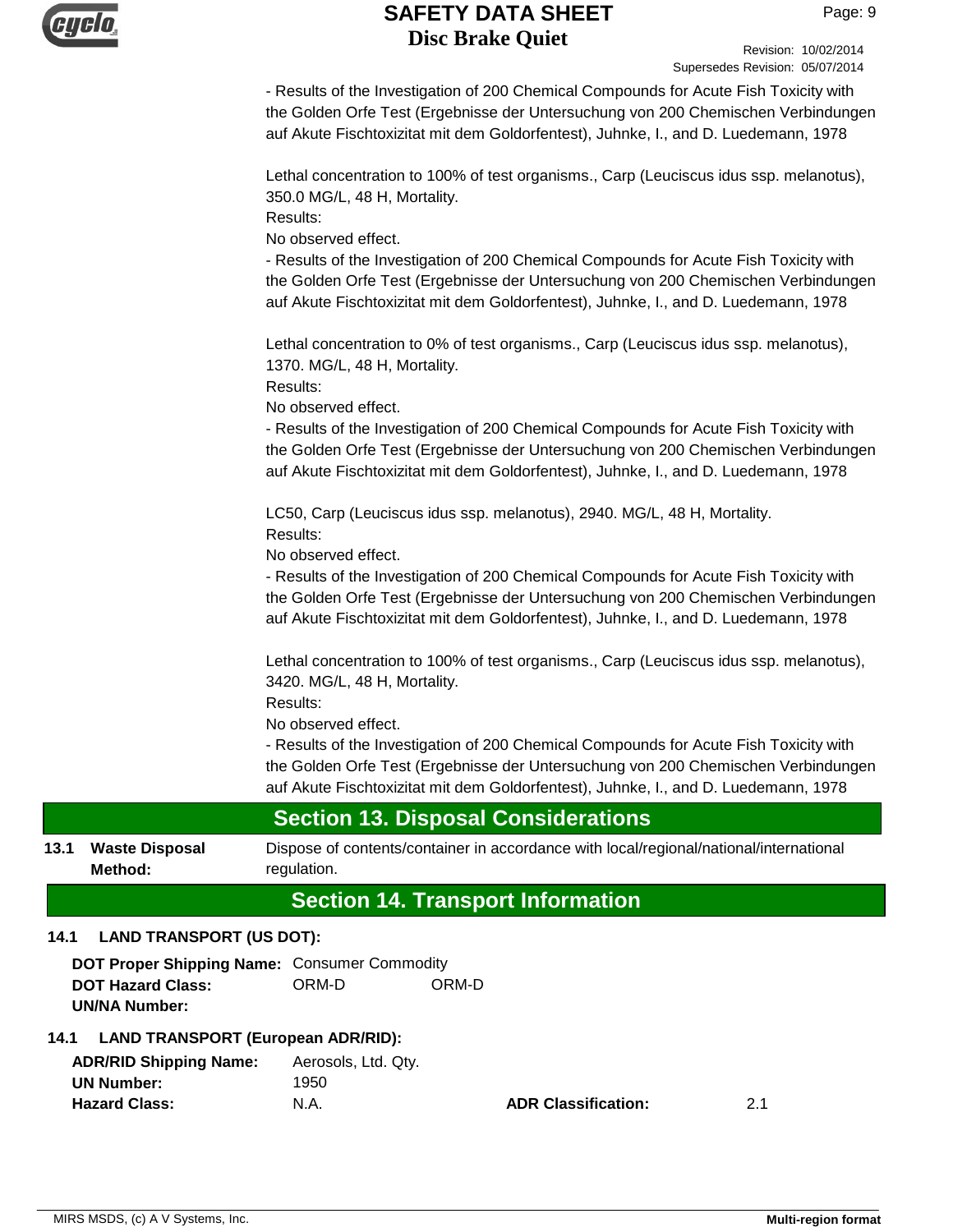- Results of the Investigation of 200 Chemical Compounds for Acute Fish Toxicity with the Golden Orfe Test (Ergebnisse der Untersuchung von 200 Chemischen Verbindungen auf Akute Fischtoxizitat mit dem Goldorfentest), Juhnke, I., and D. Luedemann, 1978

Lethal concentration to 100% of test organisms., Carp (Leuciscus idus ssp. melanotus), 350.0 MG/L, 48 H, Mortality.
Results:
No observed effect.
- Results of the Investigation of 200 Chemical Compounds for Acute Fish Toxicity with the Golden Orfe Test (Ergebnisse der Untersuchung von 200 Chemischen Verbindungen auf Akute Fischtoxizitat mit dem Goldorfentest), Juhnke, I., and D. Luedemann, 1978

Lethal concentration to 0% of test organisms., Carp (Leuciscus idus ssp. melanotus), 1370. MG/L, 48 H, Mortality.
Results:
No observed effect.
- Results of the Investigation of 200 Chemical Compounds for Acute Fish Toxicity with the Golden Orfe Test (Ergebnisse der Untersuchung von 200 Chemischen Verbindungen auf Akute Fischtoxizitat mit dem Goldorfentest), Juhnke, I., and D. Luedemann, 1978

LC50, Carp (Leuciscus idus ssp. melanotus), 2940. MG/L, 48 H, Mortality.
Results:
No observed effect.
- Results of the Investigation of 200 Chemical Compounds for Acute Fish Toxicity with the Golden Orfe Test (Ergebnisse der Untersuchung von 200 Chemischen Verbindungen auf Akute Fischtoxizitat mit dem Goldorfentest), Juhnke, I., and D. Luedemann, 1978

Lethal concentration to 100% of test organisms., Carp (Leuciscus idus ssp. melanotus), 3420. MG/L, 48 H, Mortality.
Results:
No observed effect.
- Results of the Investigation of 200 Chemical Compounds for Acute Fish Toxicity with the Golden Orfe Test (Ergebnisse der Untersuchung von 200 Chemischen Verbindungen auf Akute Fischtoxizitat mit dem Goldorfentest), Juhnke, I., and D. Luedemann, 1978

## Section 13. Disposal Considerations

**13.1 Waste Disposal Method:** Dispose of contents/container in accordance with local/regional/national/international regulation.

## Section 14. Transport Information

**14.1 LAND TRANSPORT (US DOT):**

**DOT Proper Shipping Name:** Consumer Commodity
**DOT Hazard Class:** ORM-D ORM-D
**UN/NA Number:**

**14.1 LAND TRANSPORT (European ADR/RID):**

**ADR/RID Shipping Name:** Aerosols, Ltd. Qty.
**UN Number:** 1950
**Hazard Class:** N.A. **ADR Classification:** 2.1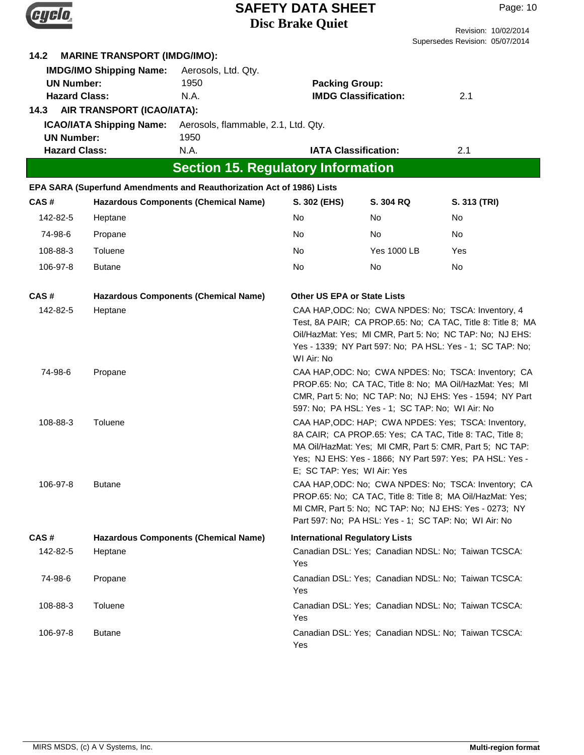### 14.2 MARINE TRANSPORT (IMDG/IMO):

| | | | |
|---|---|---|---|
| **IMDG/IMO Shipping Name:** | Aerosols, Ltd. Qty. | | |
| **UN Number:** | 1950 | **Packing Group:** | |
| **Hazard Class:** | N.A. | **IMDG Classification:** | 2.1 |

### 14.3 AIR TRANSPORT (ICAO/IATA):

| | | | |
|---|---|---|---|
| **ICAO/IATA Shipping Name:** | Aerosols, flammable, 2.1, Ltd. Qty. | | |
| **UN Number:** | 1950 | | |
| **Hazard Class:** | N.A. | **IATA Classification:** | 2.1 |

## Section 15. Regulatory Information

**EPA SARA (Superfund Amendments and Reauthorization Act of 1986) Lists**

| CAS # | Hazardous Components (Chemical Name) | S. 302 (EHS) | S. 304 RQ | S. 313 (TRI) |
|---|---|---|---|---|
| 142-82-5 | Heptane | No | No | No |
| 74-98-6 | Propane | No | No | No |
| 108-88-3 | Toluene | No | Yes 1000 LB | Yes |
| 106-97-8 | Butane | No | No | No |

| CAS # | Hazardous Components (Chemical Name) | Other US EPA or State Lists |
|---|---|---|
| 142-82-5 | Heptane | CAA HAP,ODC: No; CWA NPDES: No; TSCA: Inventory, 4 Test, 8A PAIR; CA PROP.65: No; CA TAC, Title 8: Title 8; MA Oil/HazMat: Yes; MI CMR, Part 5: No; NC TAP: No; NJ EHS: Yes - 1339; NY Part 597: No; PA HSL: Yes - 1; SC TAP: No; WI Air: No |
| 74-98-6 | Propane | CAA HAP,ODC: No; CWA NPDES: No; TSCA: Inventory; CA PROP.65: No; CA TAC, Title 8: No; MA Oil/HazMat: Yes; MI CMR, Part 5: No; NC TAP: No; NJ EHS: Yes - 1594; NY Part 597: No; PA HSL: Yes - 1; SC TAP: No; WI Air: No |
| 108-88-3 | Toluene | CAA HAP,ODC: HAP; CWA NPDES: Yes; TSCA: Inventory, 8A CAIR; CA PROP.65: Yes; CA TAC, Title 8: TAC, Title 8; MA Oil/HazMat: Yes; MI CMR, Part 5: CMR, Part 5; NC TAP: Yes; NJ EHS: Yes - 1866; NY Part 597: Yes; PA HSL: Yes - E; SC TAP: Yes; WI Air: Yes |
| 106-97-8 | Butane | CAA HAP,ODC: No; CWA NPDES: No; TSCA: Inventory; CA PROP.65: No; CA TAC, Title 8: Title 8; MA Oil/HazMat: Yes; MI CMR, Part 5: No; NC TAP: No; NJ EHS: Yes - 0273; NY Part 597: No; PA HSL: Yes - 1; SC TAP: No; WI Air: No |

| CAS # | Hazardous Components (Chemical Name) | International Regulatory Lists |
|---|---|---|
| 142-82-5 | Heptane | Canadian DSL: Yes; Canadian NDSL: No; Taiwan TCSCA: Yes |
| 74-98-6 | Propane | Canadian DSL: Yes; Canadian NDSL: No; Taiwan TCSCA: Yes |
| 108-88-3 | Toluene | Canadian DSL: Yes; Canadian NDSL: No; Taiwan TCSCA: Yes |
| 106-97-8 | Butane | Canadian DSL: Yes; Canadian NDSL: No; Taiwan TCSCA: Yes |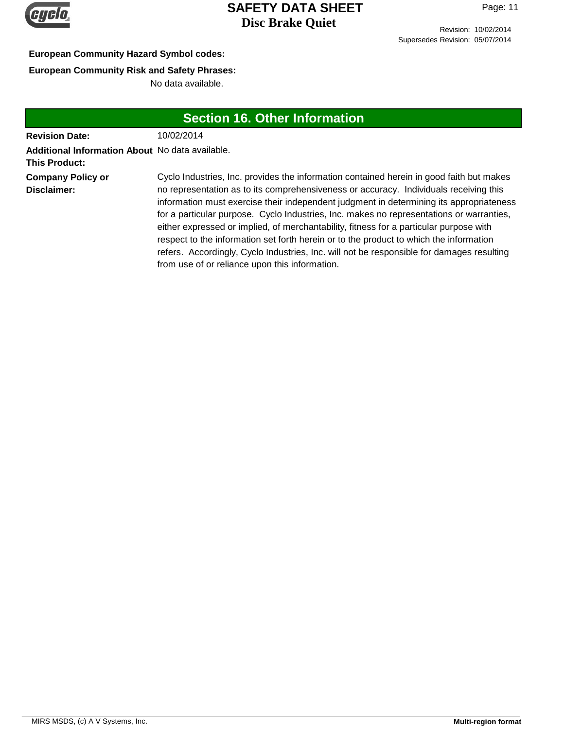**European Community Hazard Symbol codes:**

**European Community Risk and Safety Phrases:**

No data available.

## Section 16. Other Information

**Revision Date:** 10/02/2014

**Additional Information About This Product:** No data available.

**Company Policy or Disclaimer:** Cyclo Industries, Inc. provides the information contained herein in good faith but makes no representation as to its comprehensiveness or accuracy. Individuals receiving this information must exercise their independent judgment in determining its appropriateness for a particular purpose. Cyclo Industries, Inc. makes no representations or warranties, either expressed or implied, of merchantability, fitness for a particular purpose with respect to the information set forth herein or to the product to which the information refers. Accordingly, Cyclo Industries, Inc. will not be responsible for damages resulting from use of or reliance upon this information.